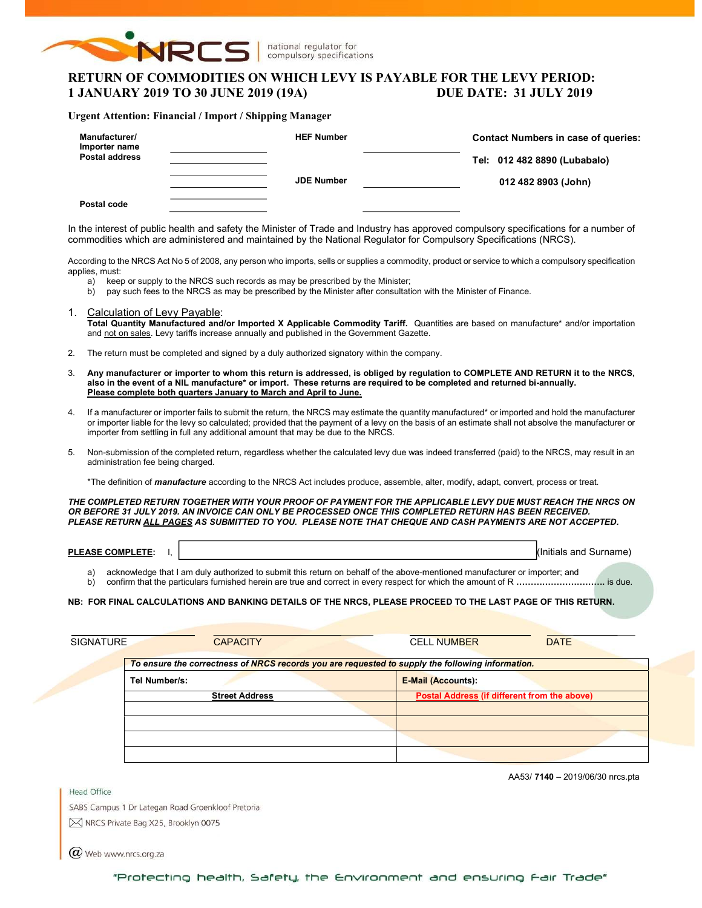NRCS | national regulator for compulsory specifications

# RETURN OF COMMODITIES ON WHICH LEVY IS PAYABLE FOR THE LEVY PERIOD: 1 JANUARY 2019 TO 30 JUNE 2019 (19A) DUE DATE: 31 JULY 2019

**Urgent Attention: Financial / Import / Shipping Manager**

| | | | | |
|---|---|---|---|---|
| **Manufacturer/ Importer name** | ____________ | **HEF Number** | ____________ | **Contact Numbers in case of queries:** |
| **Postal address** | ____________ | | | **Tel: 012 482 8890 (Lubabalo)** |
| | ____________ | **JDE Number** | ____________ | **012 482 8903 (John)** |
| **Postal code** | ____________ | | ____________ | |

In the interest of public health and safety the Minister of Trade and Industry has approved compulsory specifications for a number of commodities which are administered and maintained by the National Regulator for Compulsory Specifications (NRCS).

According to the NRCS Act No 5 of 2008, any person who imports, sells or supplies a commodity, product or service to which a compulsory specification applies, must:

a) keep or supply to the NRCS such records as may be prescribed by the Minister;
b) pay such fees to the NRCS as may be prescribed by the Minister after consultation with the Minister of Finance.

1. Calculation of Levy Payable:
   **Total Quantity Manufactured and/or Imported X Applicable Commodity Tariff.** Quantities are based on manufacture* and/or importation and not on sales. Levy tariffs increase annually and published in the Government Gazette.

2. The return must be completed and signed by a duly authorized signatory within the company.

3. **Any manufacturer or importer to whom this return is addressed, is obliged by regulation to COMPLETE AND RETURN it to the NRCS, also in the event of a NIL manufacture* or import. These returns are required to be completed and returned bi-annually. Please complete both quarters January to March and April to June.**

4. If a manufacturer or importer fails to submit the return, the NRCS may estimate the quantity manufactured* or imported and hold the manufacturer or importer liable for the levy so calculated; provided that the payment of a levy on the basis of an estimate shall not absolve the manufacturer or importer from settling in full any additional amount that may be due to the NRCS.

5. Non-submission of the completed return, regardless whether the calculated levy due was indeed transferred (paid) to the NRCS, may result in an administration fee being charged.

*The definition of ***manufacture*** according to the NRCS Act includes produce, assemble, alter, modify, adapt, convert, process or treat.

***THE COMPLETED RETURN TOGETHER WITH YOUR PROOF OF PAYMENT FOR THE APPLICABLE LEVY DUE MUST REACH THE NRCS ON OR BEFORE 31 JULY 2019. AN INVOICE CAN ONLY BE PROCESSED ONCE THIS COMPLETED RETURN HAS BEEN RECEIVED. PLEASE RETURN ALL PAGES AS SUBMITTED TO YOU. PLEASE NOTE THAT CHEQUE AND CASH PAYMENTS ARE NOT ACCEPTED.***

**PLEASE COMPLETE:** I, ______________________________ (Initials and Surname)

a) acknowledge that I am duly authorized to submit this return on behalf of the above-mentioned manufacturer or importer; and
b) confirm that the particulars furnished herein are true and correct in every respect for which the amount of R ............................... is due.

**NB: FOR FINAL CALCULATIONS AND BANKING DETAILS OF THE NRCS, PLEASE PROCEED TO THE LAST PAGE OF THIS RETURN.**

SIGNATURE ____________ CAPACITY ____________ CELL NUMBER ____________ DATE ____________

| *To ensure the correctness of NRCS records you are requested to supply the following information.* | |
|---|---|
| **Tel Number/s:** | **E-Mail (Accounts):** |
| **Street Address** | **Postal Address (if different from the above)** |
| | |
| | |
| | |
| | |

AA53/ **7140** – 2019/06/30 nrcs.pta

Head Office
SABS Campus 1 Dr Lategan Road Groenkloof Pretoria
NRCS Private Bag X25, Brooklyn 0075
Web www.nrcs.org.za

"Protecting health, Safety, the Environment and ensuring Fair Trade"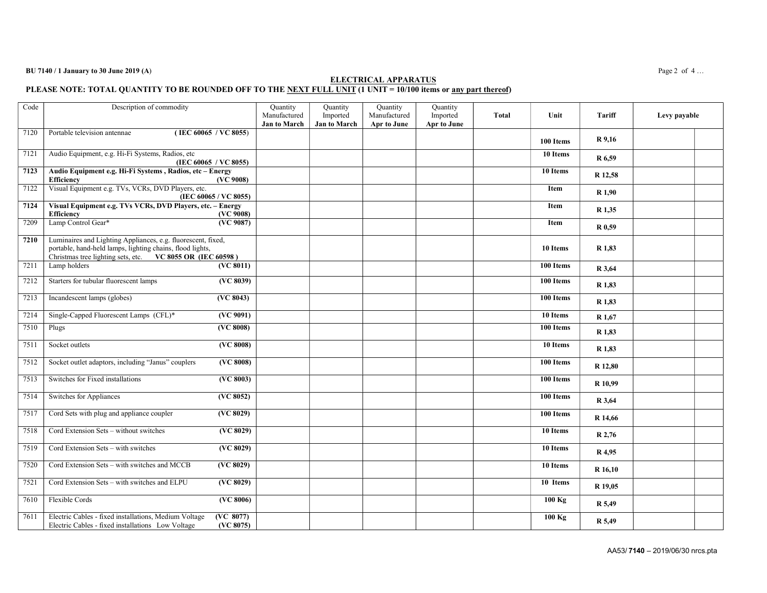BU 7140 / 1 January to 30 June 2019 (A)

## ELECTRICAL APPARATUS

**PLEASE NOTE: TOTAL QUANTITY TO BE ROUNDED OFF TO THE NEXT FULL UNIT (1 UNIT = 10/100 items or any part thereof)**

| Code | Description of commodity | Quantity Manufactured Jan to March | Quantity Imported Jan to March | Quantity Manufactured Apr to June | Quantity Imported Apr to June | Total | Unit | Tariff | Levy payable | |
|---|---|---|---|---|---|---|---|---|---|---|
| 7120 | Portable television antennae (IEC 60065 / VC 8055) | | | | | | 100 Items | R 9,16 | | |
| 7121 | Audio Equipment, e.g. Hi-Fi Systems, Radios, etc (IEC 60065 / VC 8055) | | | | | | 10 Items | R 6,59 | | |
| **7123** | **Audio Equipment e.g. Hi-Fi Systems , Radios, etc – Energy Efficiency (VC 9008)** | | | | | | 10 Items | R 12,58 | | |
| 7122 | Visual Equipment e.g. TVs, VCRs, DVD Players, etc. (IEC 60065 / VC 8055) | | | | | | Item | R 1,90 | | |
| **7124** | **Visual Equipment e.g. TVs VCRs, DVD Players, etc. – Energy Efficiency (VC 9008)** | | | | | | Item | R 1,35 | | |
| 7209 | Lamp Control Gear* (VC 9087) | | | | | | Item | R 0,59 | | |
| **7210** | Luminaires and Lighting Appliances, e.g. fluorescent, fixed, portable, hand-held lamps, lighting chains, flood lights, Christmas tree lighting sets, etc. **VC 8055 OR (IEC 60598 )** | | | | | | 10 Items | R 1,83 | | |
| 7211 | Lamp holders (VC 8011) | | | | | | 100 Items | R 3,64 | | |
| 7212 | Starters for tubular fluorescent lamps (VC 8039) | | | | | | 100 Items | R 1,83 | | |
| 7213 | Incandescent lamps (globes) (VC 8043) | | | | | | 100 Items | R 1,83 | | |
| 7214 | Single-Capped Fluorescent Lamps (CFL)* (VC 9091) | | | | | | 10 Items | R 1,67 | | |
| 7510 | Plugs (VC 8008) | | | | | | 100 Items | R 1,83 | | |
| 7511 | Socket outlets (VC 8008) | | | | | | 10 Items | R 1,83 | | |
| 7512 | Socket outlet adaptors, including "Janus" couplers (VC 8008) | | | | | | 100 Items | R 12,80 | | |
| 7513 | Switches for Fixed installations (VC 8003) | | | | | | 100 Items | R 10,99 | | |
| 7514 | Switches for Appliances (VC 8052) | | | | | | 100 Items | R 3,64 | | |
| 7517 | Cord Sets with plug and appliance coupler (VC 8029) | | | | | | 100 Items | R 14,66 | | |
| 7518 | Cord Extension Sets – without switches (VC 8029) | | | | | | 10 Items | R 2,76 | | |
| 7519 | Cord Extension Sets – with switches (VC 8029) | | | | | | 10 Items | R 4,95 | | |
| 7520 | Cord Extension Sets – with switches and MCCB (VC 8029) | | | | | | 10 Items | R 16,10 | | |
| 7521 | Cord Extension Sets – with switches and ELPU (VC 8029) | | | | | | 10 Items | R 19,05 | | |
| 7610 | Flexible Cords (VC 8006) | | | | | | 100 Kg | R 5,49 | | |
| 7611 | Electric Cables - fixed installations, Medium Voltage (VC 8077) Electric Cables - fixed installations Low Voltage (VC 8075) | | | | | | 100 Kg | R 5,49 | | |

AA53/ **7140** – 2019/06/30 nrcs.pta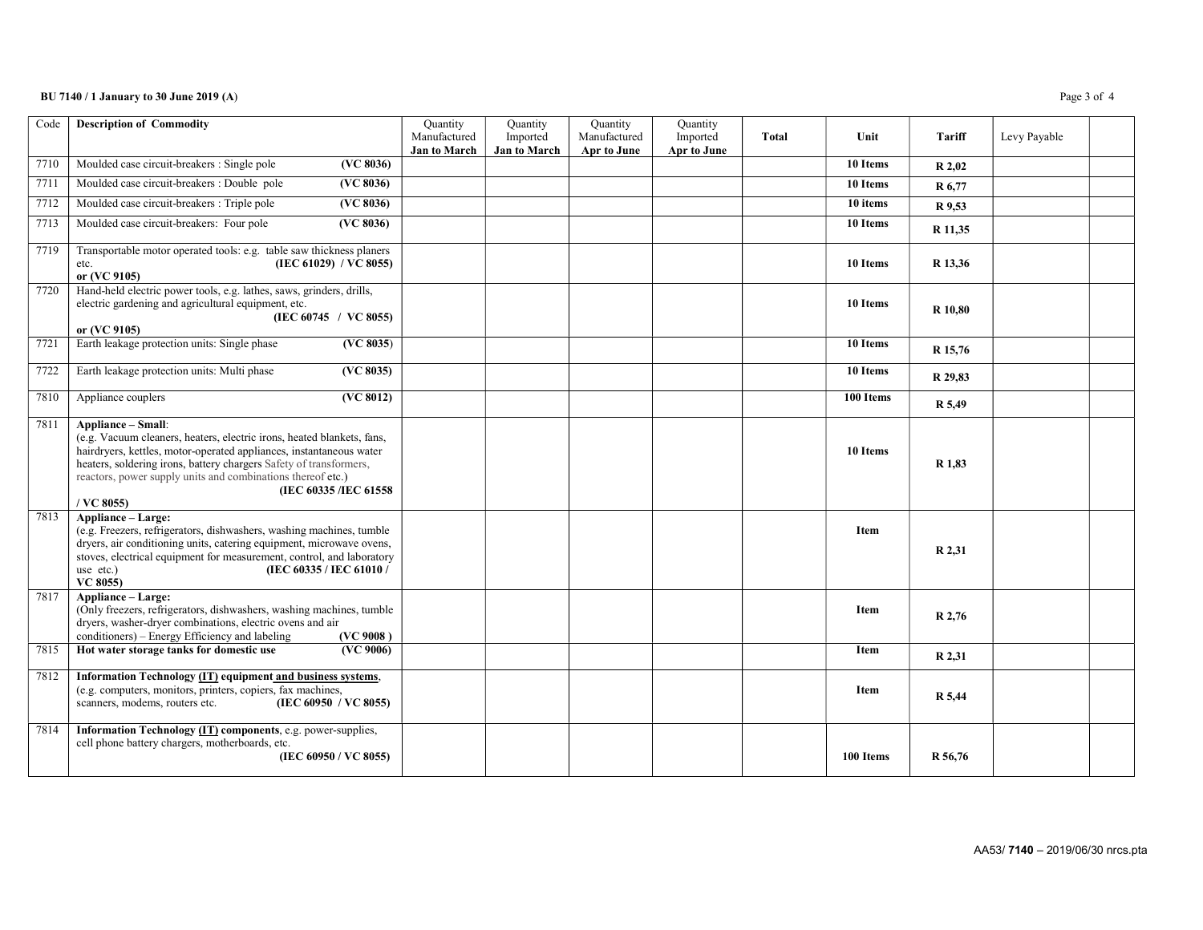**BU 7140 / 1 January to 30 June 2019 (A)**

| Code | Description of Commodity | Quantity Manufactured **Jan to March** | Quantity Imported **Jan to March** | Quantity Manufactured **Apr to June** | Quantity Imported **Apr to June** | **Total** | **Unit** | **Tariff** | Levy Payable | |
|---|---|---|---|---|---|---|---|---|---|---|
| 7710 | Moulded case circuit-breakers : Single pole **(VC 8036)** | | | | | | **10 Items** | **R 2,02** | | |
| 7711 | Moulded case circuit-breakers : Double pole **(VC 8036)** | | | | | | **10 Items** | **R 6,77** | | |
| 7712 | Moulded case circuit-breakers : Triple pole **(VC 8036)** | | | | | | **10 items** | **R 9,53** | | |
| 7713 | Moulded case circuit-breakers: Four pole **(VC 8036)** | | | | | | **10 Items** | **R 11,35** | | |
| 7719 | Transportable motor operated tools: e.g. table saw thickness planers etc. **(IEC 61029) / VC 8055) or (VC 9105)** | | | | | | **10 Items** | **R 13,36** | | |
| 7720 | Hand-held electric power tools, e.g. lathes, saws, grinders, drills, electric gardening and agricultural equipment, etc. **(IEC 60745 / VC 8055) or (VC 9105)** | | | | | | **10 Items** | **R 10,80** | | |
| 7721 | Earth leakage protection units: Single phase **(VC 8035)** | | | | | | **10 Items** | **R 15,76** | | |
| 7722 | Earth leakage protection units: Multi phase **(VC 8035)** | | | | | | **10 Items** | **R 29,83** | | |
| 7810 | Appliance couplers **(VC 8012)** | | | | | | **100 Items** | **R 5,49** | | |
| 7811 | **Appliance – Small**: (e.g. Vacuum cleaners, heaters, electric irons, heated blankets, fans, hairdryers, kettles, motor-operated appliances, instantaneous water heaters, soldering irons, battery chargers Safety of transformers, reactors, power supply units and combinations thereof etc.) **(IEC 60335 /IEC 61558 / VC 8055)** | | | | | | **10 Items** | **R 1,83** | | |
| 7813 | **Appliance – Large:** (e.g. Freezers, refrigerators, dishwashers, washing machines, tumble dryers, air conditioning units, catering equipment, microwave ovens, stoves, electrical equipment for measurement, control, and laboratory use etc.) **(IEC 60335 / IEC 61010 / VC 8055)** | | | | | | **Item** | **R 2,31** | | |
| 7817 | **Appliance – Large:** (Only freezers, refrigerators, dishwashers, washing machines, tumble dryers, washer-dryer combinations, electric ovens and air conditioners) – Energy Efficiency and labeling **(VC 9008 )** | | | | | | **Item** | **R 2,76** | | |
| 7815 | **Hot water storage tanks for domestic use (VC 9006)** | | | | | | **Item** | **R 2,31** | | |
| 7812 | **Information Technology (IT) equipment and business systems**, (e.g. computers, monitors, printers, copiers, fax machines, scanners, modems, routers etc. **(IEC 60950 / VC 8055)** | | | | | | **Item** | **R 5,44** | | |
| 7814 | **Information Technology (IT) components**, e.g. power-supplies, cell phone battery chargers, motherboards, etc. **(IEC 60950 / VC 8055)** | | | | | | **100 Items** | **R 56,76** | | |

AA53/ **7140** – 2019/06/30 nrcs.pta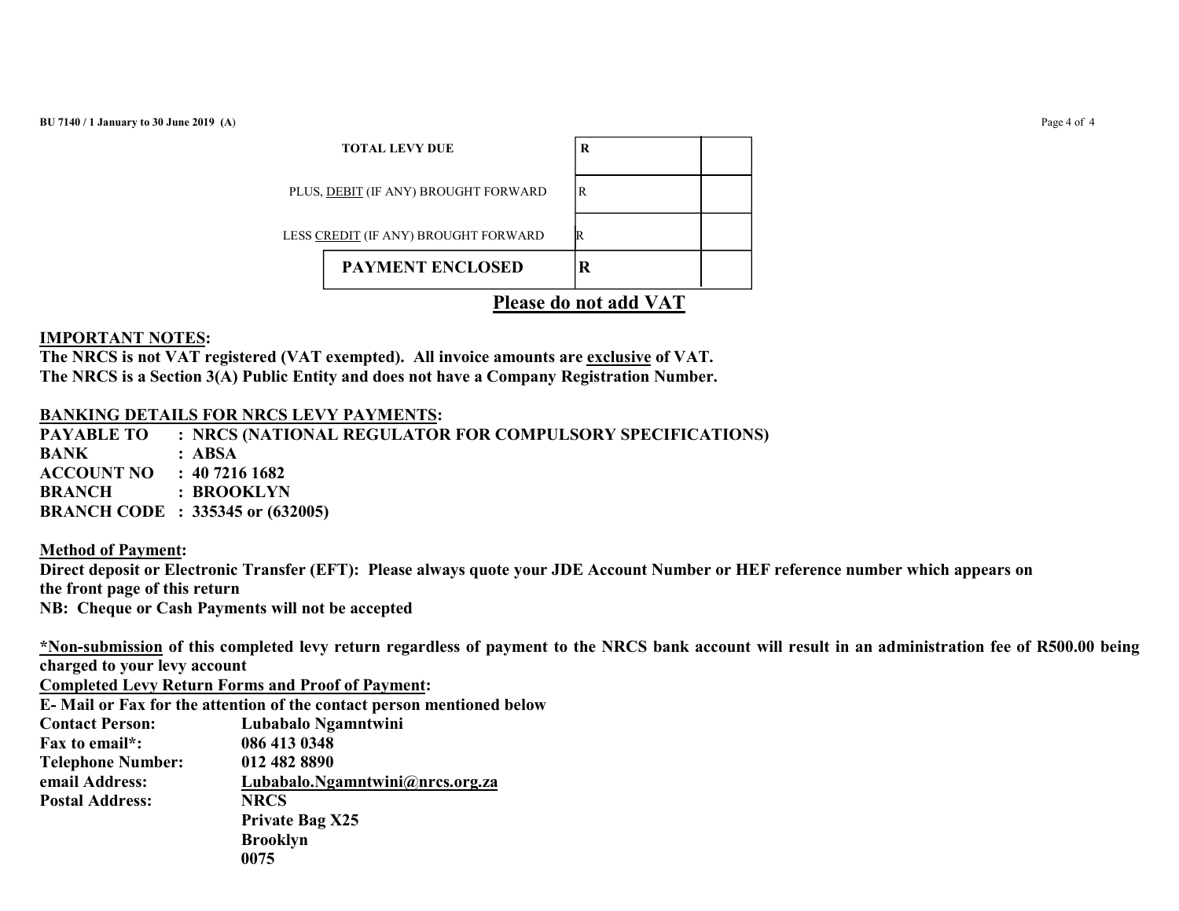| | | |
|---|---|---|
| **TOTAL LEVY DUE** | **R** | |
| PLUS, DEBIT (IF ANY) BROUGHT FORWARD | R | |
| LESS CREDIT (IF ANY) BROUGHT FORWARD | R | |
| **PAYMENT ENCLOSED** | **R** | |

**Please do not add VAT**

**IMPORTANT NOTES:**
**The NRCS is not VAT registered (VAT exempted). All invoice amounts are exclusive of VAT.**
**The NRCS is a Section 3(A) Public Entity and does not have a Company Registration Number.**

**BANKING DETAILS FOR NRCS LEVY PAYMENTS:**

**PAYABLE TO : NRCS (NATIONAL REGULATOR FOR COMPULSORY SPECIFICATIONS)**
**BANK : ABSA**
**ACCOUNT NO : 40 7216 1682**
**BRANCH : BROOKLYN**
**BRANCH CODE : 335345 or (632005)**

**Method of Payment:**
**Direct deposit or Electronic Transfer (EFT): Please always quote your JDE Account Number or HEF reference number which appears on the front page of this return**
**NB: Cheque or Cash Payments will not be accepted**

**\*Non-submission of this completed levy return regardless of payment to the NRCS bank account will result in an administration fee of R500.00 being charged to your levy account**

**Completed Levy Return Forms and Proof of Payment:**
**E- Mail or Fax for the attention of the contact person mentioned below**

**Contact Person:** **Lubabalo Ngamntwini**
**Fax to email\*:** **086 413 0348**
**Telephone Number:** **012 482 8890**
**email Address:** **Lubabalo.Ngamntwini@nrcs.org.za**
**Postal Address:** **NRCS**
**Private Bag X25**
**Brooklyn**
**0075**